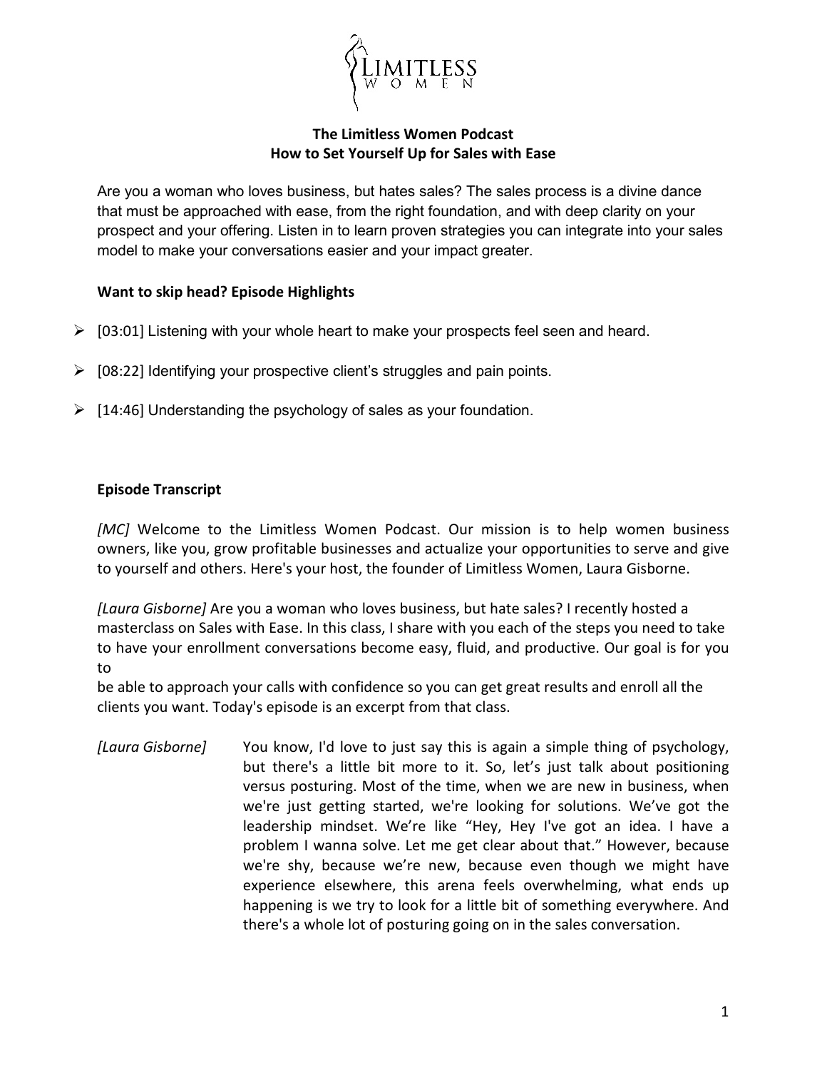# The Limitless Women Podcast
## How to Set Yourself Up for Sales with Ease

Are you a woman who loves business, but hates sales? The sales process is a divine dance that must be approached with ease, from the right foundation, and with deep clarity on your prospect and your offering. Listen in to learn proven strategies you can integrate into your sales model to make your conversations easier and your impact greater.

### Want to skip head? Episode Highlights

- [03:01] Listening with your whole heart to make your prospects feel seen and heard.
- [08:22] Identifying your prospective client's struggles and pain points.
- [14:46] Understanding the psychology of sales as your foundation.

### Episode Transcript

*[MC]* Welcome to the Limitless Women Podcast. Our mission is to help women business owners, like you, grow profitable businesses and actualize your opportunities to serve and give to yourself and others. Here's your host, the founder of Limitless Women, Laura Gisborne.

*[Laura Gisborne]* Are you a woman who loves business, but hate sales? I recently hosted a masterclass on Sales with Ease. In this class, I share with you each of the steps you need to take to have your enrollment conversations become easy, fluid, and productive. Our goal is for you to be able to approach your calls with confidence so you can get great results and enroll all the clients you want. Today's episode is an excerpt from that class.

*[Laura Gisborne]* You know, I'd love to just say this is again a simple thing of psychology, but there's a little bit more to it. So, let's just talk about positioning versus posturing. Most of the time, when we are new in business, when we're just getting started, we're looking for solutions. We've got the leadership mindset. We're like "Hey, Hey I've got an idea. I have a problem I wanna solve. Let me get clear about that." However, because we're shy, because we're new, because even though we might have experience elsewhere, this arena feels overwhelming, what ends up happening is we try to look for a little bit of something everywhere. And there's a whole lot of posturing going on in the sales conversation.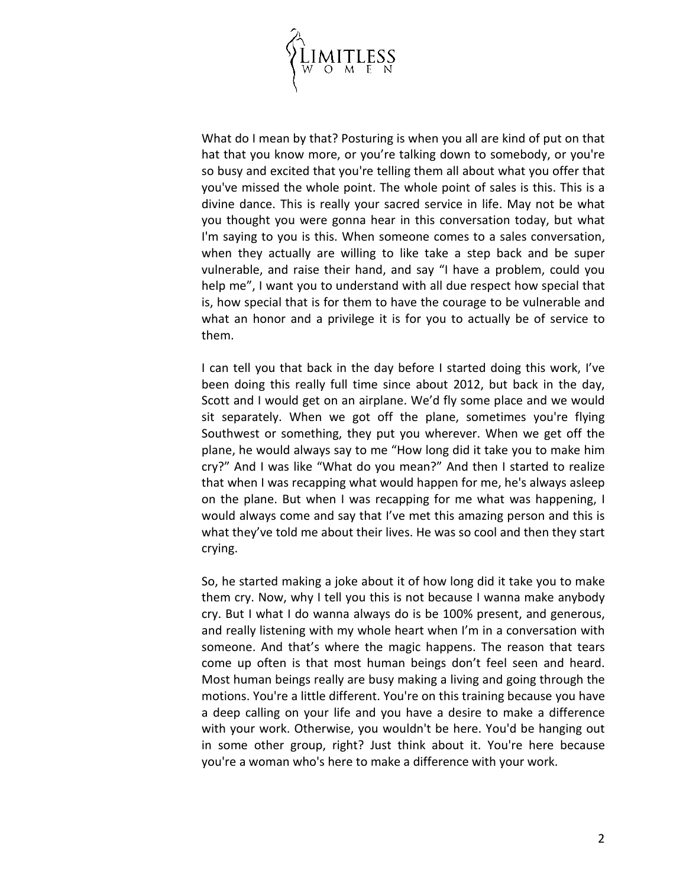What do I mean by that? Posturing is when you all are kind of put on that hat that you know more, or you're talking down to somebody, or you're so busy and excited that you're telling them all about what you offer that you've missed the whole point. The whole point of sales is this. This is a divine dance. This is really your sacred service in life. May not be what you thought you were gonna hear in this conversation today, but what I'm saying to you is this. When someone comes to a sales conversation, when they actually are willing to like take a step back and be super vulnerable, and raise their hand, and say "I have a problem, could you help me", I want you to understand with all due respect how special that is, how special that is for them to have the courage to be vulnerable and what an honor and a privilege it is for you to actually be of service to them.

I can tell you that back in the day before I started doing this work, I've been doing this really full time since about 2012, but back in the day, Scott and I would get on an airplane. We'd fly some place and we would sit separately. When we got off the plane, sometimes you're flying Southwest or something, they put you wherever. When we get off the plane, he would always say to me "How long did it take you to make him cry?" And I was like "What do you mean?" And then I started to realize that when I was recapping what would happen for me, he's always asleep on the plane. But when I was recapping for me what was happening, I would always come and say that I've met this amazing person and this is what they've told me about their lives. He was so cool and then they start crying.

So, he started making a joke about it of how long did it take you to make them cry. Now, why I tell you this is not because I wanna make anybody cry. But I what I do wanna always do is be 100% present, and generous, and really listening with my whole heart when I'm in a conversation with someone. And that's where the magic happens. The reason that tears come up often is that most human beings don't feel seen and heard. Most human beings really are busy making a living and going through the motions. You're a little different. You're on this training because you have a deep calling on your life and you have a desire to make a difference with your work. Otherwise, you wouldn't be here. You'd be hanging out in some other group, right? Just think about it. You're here because you're a woman who's here to make a difference with your work.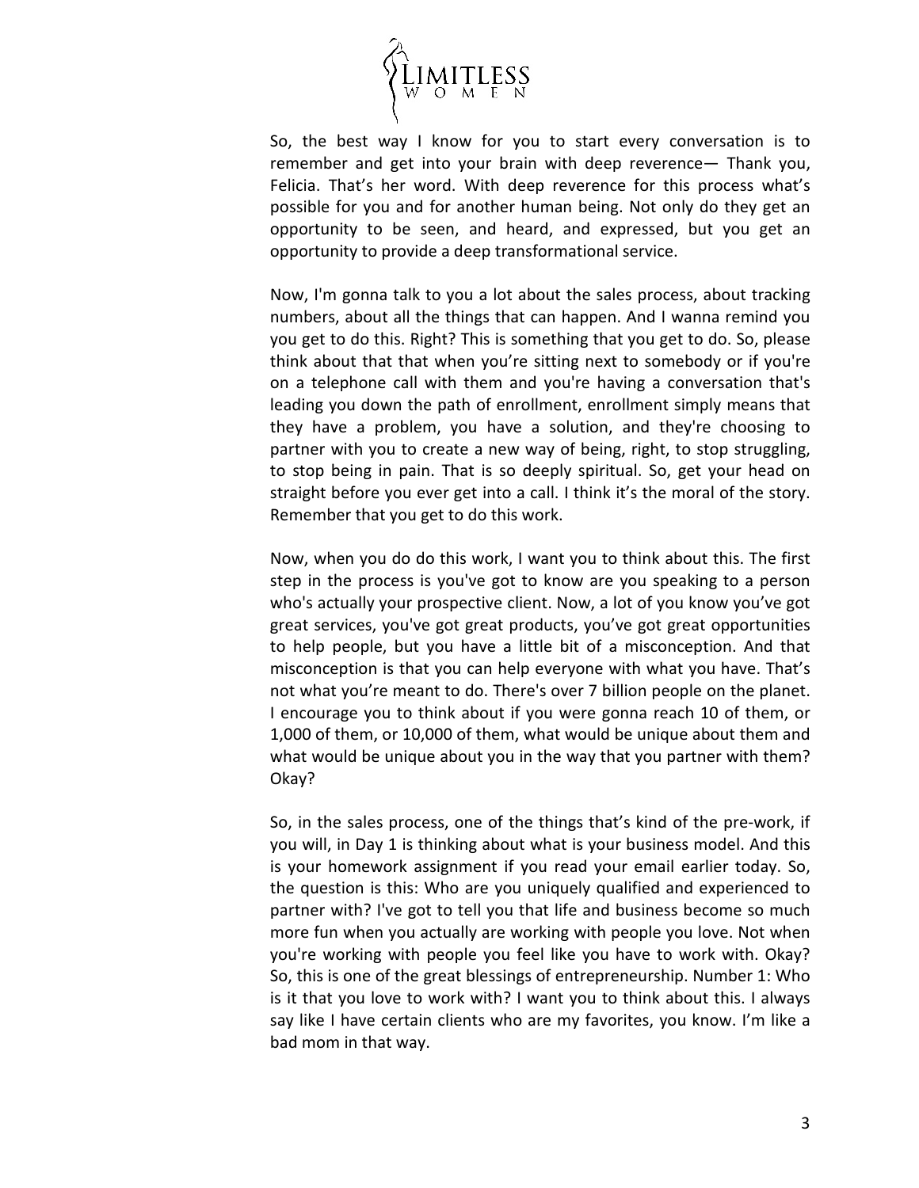So, the best way I know for you to start every conversation is to remember and get into your brain with deep reverence— Thank you, Felicia. That's her word. With deep reverence for this process what's possible for you and for another human being. Not only do they get an opportunity to be seen, and heard, and expressed, but you get an opportunity to provide a deep transformational service.

Now, I'm gonna talk to you a lot about the sales process, about tracking numbers, about all the things that can happen. And I wanna remind you you get to do this. Right? This is something that you get to do. So, please think about that that when you're sitting next to somebody or if you're on a telephone call with them and you're having a conversation that's leading you down the path of enrollment, enrollment simply means that they have a problem, you have a solution, and they're choosing to partner with you to create a new way of being, right, to stop struggling, to stop being in pain. That is so deeply spiritual. So, get your head on straight before you ever get into a call. I think it's the moral of the story. Remember that you get to do this work.

Now, when you do do this work, I want you to think about this. The first step in the process is you've got to know are you speaking to a person who's actually your prospective client. Now, a lot of you know you've got great services, you've got great products, you've got great opportunities to help people, but you have a little bit of a misconception. And that misconception is that you can help everyone with what you have. That's not what you're meant to do. There's over 7 billion people on the planet. I encourage you to think about if you were gonna reach 10 of them, or 1,000 of them, or 10,000 of them, what would be unique about them and what would be unique about you in the way that you partner with them? Okay?

So, in the sales process, one of the things that's kind of the pre-work, if you will, in Day 1 is thinking about what is your business model. And this is your homework assignment if you read your email earlier today. So, the question is this: Who are you uniquely qualified and experienced to partner with? I've got to tell you that life and business become so much more fun when you actually are working with people you love. Not when you're working with people you feel like you have to work with. Okay? So, this is one of the great blessings of entrepreneurship. Number 1: Who is it that you love to work with? I want you to think about this. I always say like I have certain clients who are my favorites, you know. I'm like a bad mom in that way.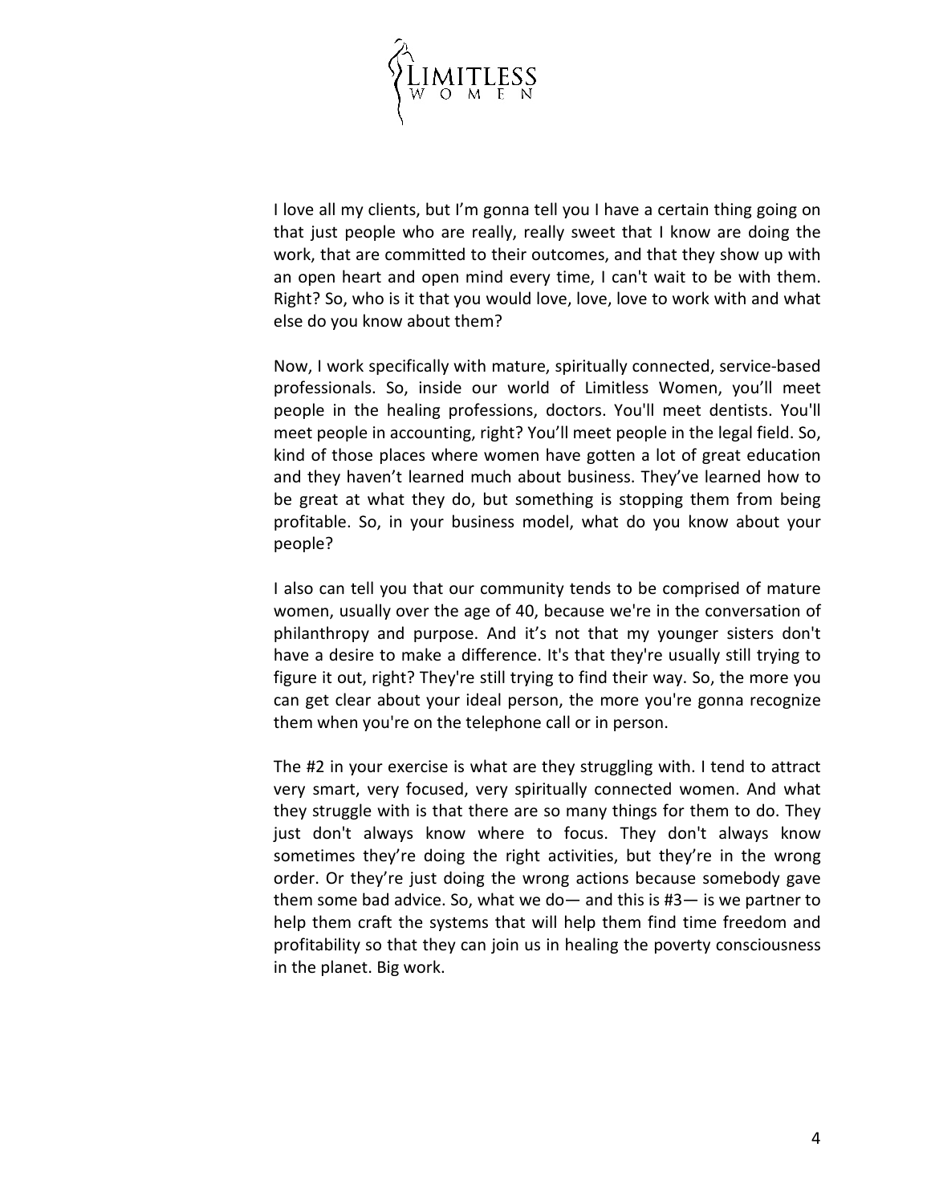I love all my clients, but I'm gonna tell you I have a certain thing going on that just people who are really, really sweet that I know are doing the work, that are committed to their outcomes, and that they show up with an open heart and open mind every time, I can't wait to be with them. Right? So, who is it that you would love, love, love to work with and what else do you know about them?

Now, I work specifically with mature, spiritually connected, service-based professionals. So, inside our world of Limitless Women, you'll meet people in the healing professions, doctors. You'll meet dentists. You'll meet people in accounting, right? You'll meet people in the legal field. So, kind of those places where women have gotten a lot of great education and they haven't learned much about business. They've learned how to be great at what they do, but something is stopping them from being profitable. So, in your business model, what do you know about your people?

I also can tell you that our community tends to be comprised of mature women, usually over the age of 40, because we're in the conversation of philanthropy and purpose. And it's not that my younger sisters don't have a desire to make a difference. It's that they're usually still trying to figure it out, right? They're still trying to find their way. So, the more you can get clear about your ideal person, the more you're gonna recognize them when you're on the telephone call or in person.

The #2 in your exercise is what are they struggling with. I tend to attract very smart, very focused, very spiritually connected women. And what they struggle with is that there are so many things for them to do. They just don't always know where to focus. They don't always know sometimes they're doing the right activities, but they're in the wrong order. Or they're just doing the wrong actions because somebody gave them some bad advice. So, what we do— and this is #3— is we partner to help them craft the systems that will help them find time freedom and profitability so that they can join us in healing the poverty consciousness in the planet. Big work.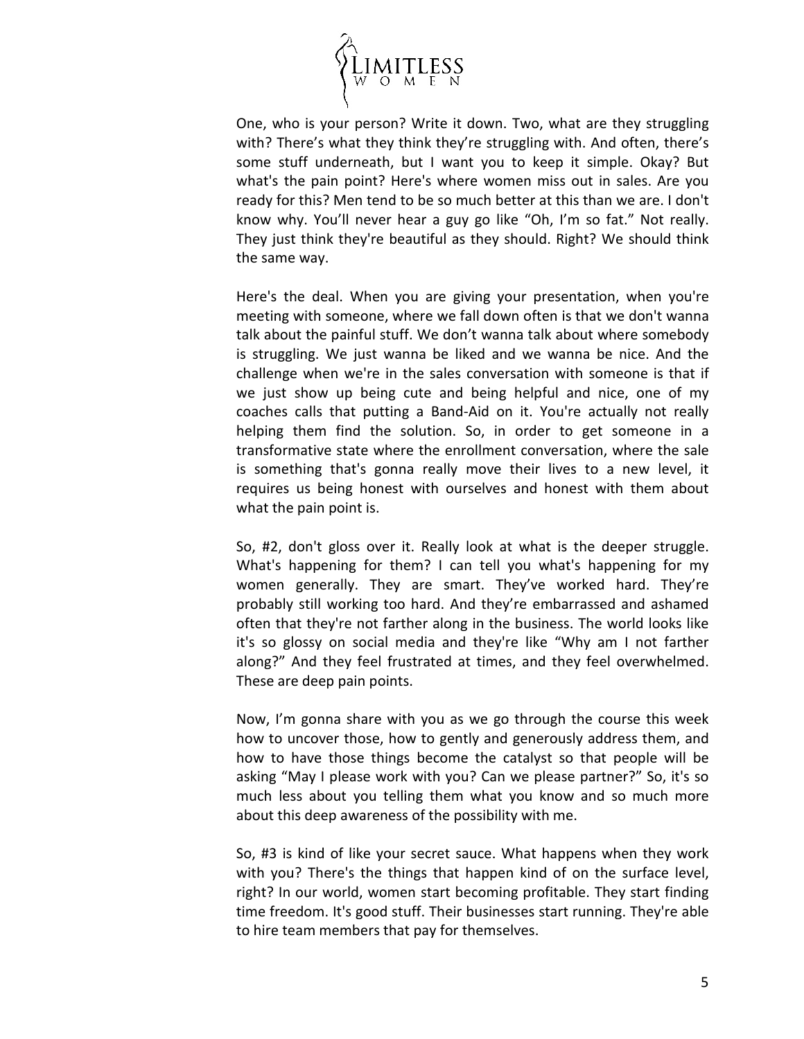One, who is your person? Write it down. Two, what are they struggling with? There's what they think they're struggling with. And often, there's some stuff underneath, but I want you to keep it simple. Okay? But what's the pain point? Here's where women miss out in sales. Are you ready for this? Men tend to be so much better at this than we are. I don't know why. You'll never hear a guy go like "Oh, I'm so fat." Not really. They just think they're beautiful as they should. Right? We should think the same way.

Here's the deal. When you are giving your presentation, when you're meeting with someone, where we fall down often is that we don't wanna talk about the painful stuff. We don't wanna talk about where somebody is struggling. We just wanna be liked and we wanna be nice. And the challenge when we're in the sales conversation with someone is that if we just show up being cute and being helpful and nice, one of my coaches calls that putting a Band-Aid on it. You're actually not really helping them find the solution. So, in order to get someone in a transformative state where the enrollment conversation, where the sale is something that's gonna really move their lives to a new level, it requires us being honest with ourselves and honest with them about what the pain point is.

So, #2, don't gloss over it. Really look at what is the deeper struggle. What's happening for them? I can tell you what's happening for my women generally. They are smart. They've worked hard. They're probably still working too hard. And they're embarrassed and ashamed often that they're not farther along in the business. The world looks like it's so glossy on social media and they're like "Why am I not farther along?" And they feel frustrated at times, and they feel overwhelmed. These are deep pain points.

Now, I'm gonna share with you as we go through the course this week how to uncover those, how to gently and generously address them, and how to have those things become the catalyst so that people will be asking "May I please work with you? Can we please partner?" So, it's so much less about you telling them what you know and so much more about this deep awareness of the possibility with me.

So, #3 is kind of like your secret sauce. What happens when they work with you? There's the things that happen kind of on the surface level, right? In our world, women start becoming profitable. They start finding time freedom. It's good stuff. Their businesses start running. They're able to hire team members that pay for themselves.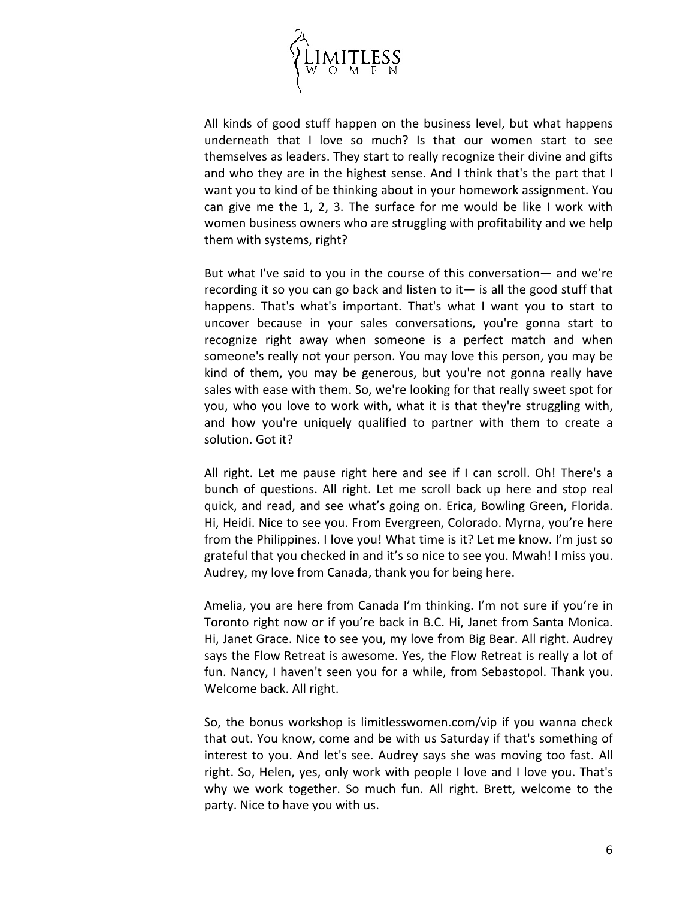All kinds of good stuff happen on the business level, but what happens underneath that I love so much? Is that our women start to see themselves as leaders. They start to really recognize their divine and gifts and who they are in the highest sense. And I think that's the part that I want you to kind of be thinking about in your homework assignment. You can give me the 1, 2, 3. The surface for me would be like I work with women business owners who are struggling with profitability and we help them with systems, right?

But what I've said to you in the course of this conversation— and we're recording it so you can go back and listen to it— is all the good stuff that happens. That's what's important. That's what I want you to start to uncover because in your sales conversations, you're gonna start to recognize right away when someone is a perfect match and when someone's really not your person. You may love this person, you may be kind of them, you may be generous, but you're not gonna really have sales with ease with them. So, we're looking for that really sweet spot for you, who you love to work with, what it is that they're struggling with, and how you're uniquely qualified to partner with them to create a solution. Got it?

All right. Let me pause right here and see if I can scroll. Oh! There's a bunch of questions. All right. Let me scroll back up here and stop real quick, and read, and see what's going on. Erica, Bowling Green, Florida. Hi, Heidi. Nice to see you. From Evergreen, Colorado. Myrna, you're here from the Philippines. I love you! What time is it? Let me know. I'm just so grateful that you checked in and it's so nice to see you. Mwah! I miss you. Audrey, my love from Canada, thank you for being here.

Amelia, you are here from Canada I'm thinking. I'm not sure if you're in Toronto right now or if you're back in B.C. Hi, Janet from Santa Monica. Hi, Janet Grace. Nice to see you, my love from Big Bear. All right. Audrey says the Flow Retreat is awesome. Yes, the Flow Retreat is really a lot of fun. Nancy, I haven't seen you for a while, from Sebastopol. Thank you. Welcome back. All right.

So, the bonus workshop is limitlesswomen.com/vip if you wanna check that out. You know, come and be with us Saturday if that's something of interest to you. And let's see. Audrey says she was moving too fast. All right. So, Helen, yes, only work with people I love and I love you. That's why we work together. So much fun. All right. Brett, welcome to the party. Nice to have you with us.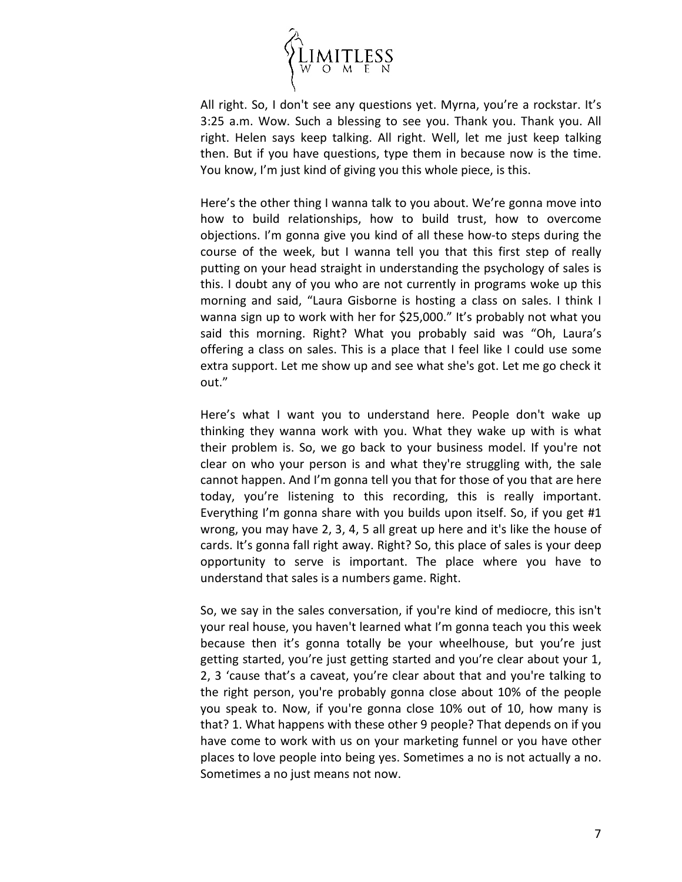All right. So, I don't see any questions yet. Myrna, you're a rockstar. It's 3:25 a.m. Wow. Such a blessing to see you. Thank you. Thank you. All right. Helen says keep talking. All right. Well, let me just keep talking then. But if you have questions, type them in because now is the time. You know, I'm just kind of giving you this whole piece, is this.

Here's the other thing I wanna talk to you about. We're gonna move into how to build relationships, how to build trust, how to overcome objections. I'm gonna give you kind of all these how-to steps during the course of the week, but I wanna tell you that this first step of really putting on your head straight in understanding the psychology of sales is this. I doubt any of you who are not currently in programs woke up this morning and said, "Laura Gisborne is hosting a class on sales. I think I wanna sign up to work with her for $25,000." It's probably not what you said this morning. Right? What you probably said was "Oh, Laura's offering a class on sales. This is a place that I feel like I could use some extra support. Let me show up and see what she's got. Let me go check it out."

Here's what I want you to understand here. People don't wake up thinking they wanna work with you. What they wake up with is what their problem is. So, we go back to your business model. If you're not clear on who your person is and what they're struggling with, the sale cannot happen. And I'm gonna tell you that for those of you that are here today, you're listening to this recording, this is really important. Everything I'm gonna share with you builds upon itself. So, if you get #1 wrong, you may have 2, 3, 4, 5 all great up here and it's like the house of cards. It's gonna fall right away. Right? So, this place of sales is your deep opportunity to serve is important. The place where you have to understand that sales is a numbers game. Right.

So, we say in the sales conversation, if you're kind of mediocre, this isn't your real house, you haven't learned what I'm gonna teach you this week because then it's gonna totally be your wheelhouse, but you're just getting started, you're just getting started and you're clear about your 1, 2, 3 'cause that's a caveat, you're clear about that and you're talking to the right person, you're probably gonna close about 10% of the people you speak to. Now, if you're gonna close 10% out of 10, how many is that? 1. What happens with these other 9 people? That depends on if you have come to work with us on your marketing funnel or you have other places to love people into being yes. Sometimes a no is not actually a no. Sometimes a no just means not now.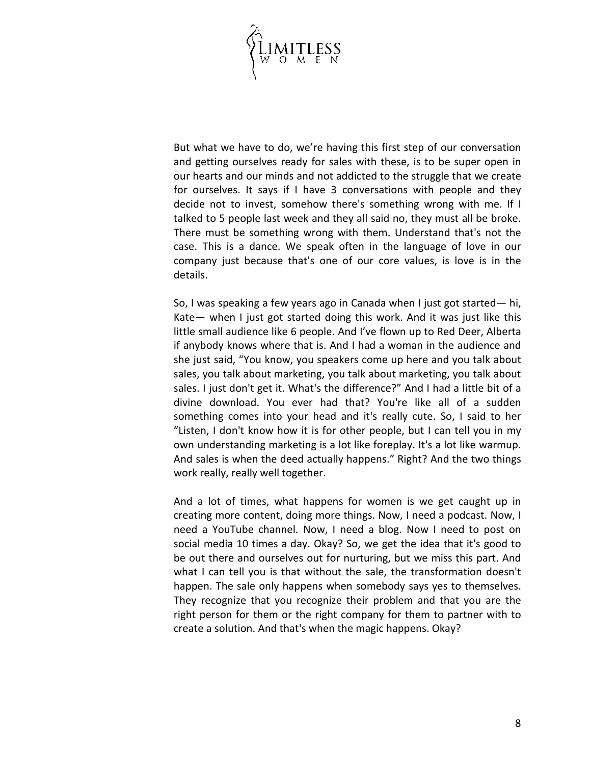But what we have to do, we're having this first step of our conversation and getting ourselves ready for sales with these, is to be super open in our hearts and our minds and not addicted to the struggle that we create for ourselves. It says if I have 3 conversations with people and they decide not to invest, somehow there's something wrong with me. If I talked to 5 people last week and they all said no, they must all be broke. There must be something wrong with them. Understand that's not the case. This is a dance. We speak often in the language of love in our company just because that's one of our core values, is love is in the details.

So, I was speaking a few years ago in Canada when I just got started— hi, Kate— when I just got started doing this work. And it was just like this little small audience like 6 people. And I've flown up to Red Deer, Alberta if anybody knows where that is. And I had a woman in the audience and she just said, "You know, you speakers come up here and you talk about sales, you talk about marketing, you talk about marketing, you talk about sales. I just don't get it. What's the difference?" And I had a little bit of a divine download. You ever had that? You're like all of a sudden something comes into your head and it's really cute. So, I said to her "Listen, I don't know how it is for other people, but I can tell you in my own understanding marketing is a lot like foreplay. It's a lot like warmup. And sales is when the deed actually happens." Right? And the two things work really, really well together.

And a lot of times, what happens for women is we get caught up in creating more content, doing more things. Now, I need a podcast. Now, I need a YouTube channel. Now, I need a blog. Now I need to post on social media 10 times a day. Okay? So, we get the idea that it's good to be out there and ourselves out for nurturing, but we miss this part. And what I can tell you is that without the sale, the transformation doesn't happen. The sale only happens when somebody says yes to themselves. They recognize that you recognize their problem and that you are the right person for them or the right company for them to partner with to create a solution. And that's when the magic happens. Okay?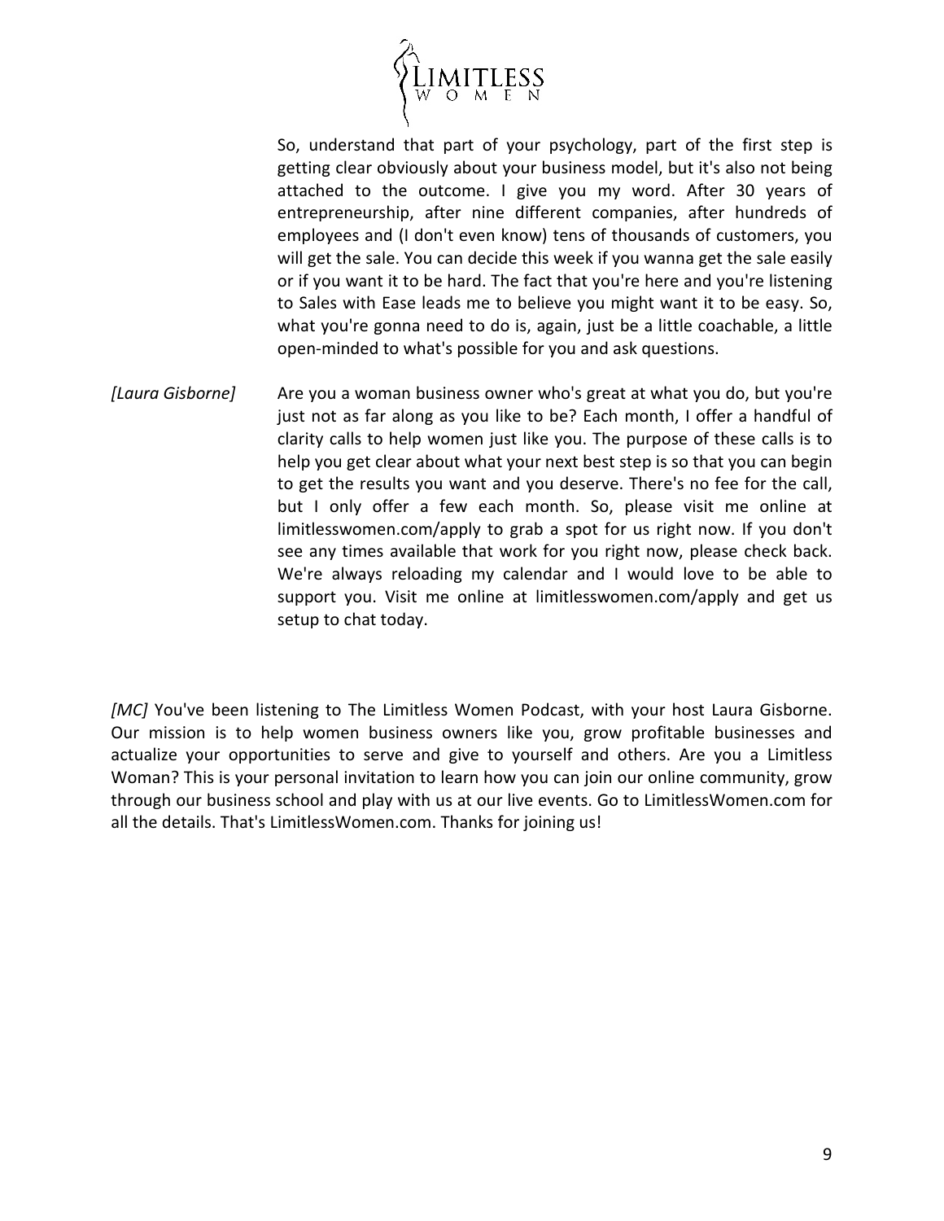So, understand that part of your psychology, part of the first step is getting clear obviously about your business model, but it's also not being attached to the outcome. I give you my word. After 30 years of entrepreneurship, after nine different companies, after hundreds of employees and (I don't even know) tens of thousands of customers, you will get the sale. You can decide this week if you wanna get the sale easily or if you want it to be hard. The fact that you're here and you're listening to Sales with Ease leads me to believe you might want it to be easy. So, what you're gonna need to do is, again, just be a little coachable, a little open-minded to what's possible for you and ask questions.

*[Laura Gisborne]* Are you a woman business owner who's great at what you do, but you're just not as far along as you like to be? Each month, I offer a handful of clarity calls to help women just like you. The purpose of these calls is to help you get clear about what your next best step is so that you can begin to get the results you want and you deserve. There's no fee for the call, but I only offer a few each month. So, please visit me online at limitlesswomen.com/apply to grab a spot for us right now. If you don't see any times available that work for you right now, please check back. We're always reloading my calendar and I would love to be able to support you. Visit me online at limitlesswomen.com/apply and get us setup to chat today.

*[MC]* You've been listening to The Limitless Women Podcast, with your host Laura Gisborne. Our mission is to help women business owners like you, grow profitable businesses and actualize your opportunities to serve and give to yourself and others. Are you a Limitless Woman? This is your personal invitation to learn how you can join our online community, grow through our business school and play with us at our live events. Go to LimitlessWomen.com for all the details. That's LimitlessWomen.com. Thanks for joining us!